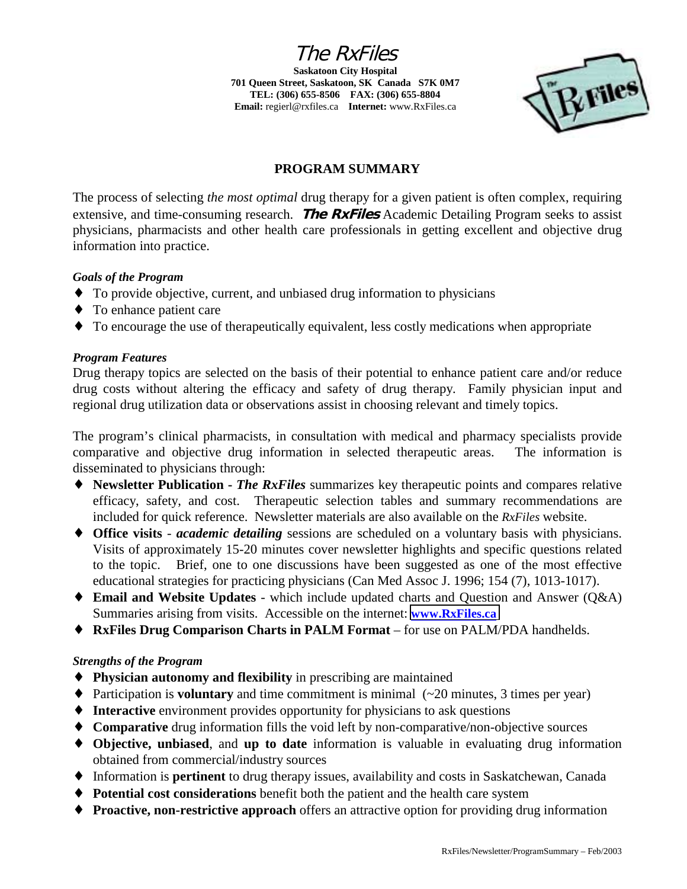# The RxFiles

**Saskatoon City Hospital**
**701 Queen Street, Saskatoon, SK Canada S7K 0M7**
**TEL: (306) 655-8506 FAX: (306) 655-8804**
**Email:** regierl@rxfiles.ca **Internet:** www.RxFiles.ca

## PROGRAM SUMMARY

The process of selecting *the most optimal* drug therapy for a given patient is often complex, requiring extensive, and time-consuming research. ***The RxFiles*** Academic Detailing Program seeks to assist physicians, pharmacists and other health care professionals in getting excellent and objective drug information into practice.

### *Goals of the Program*

- To provide objective, current, and unbiased drug information to physicians
- To enhance patient care
- To encourage the use of therapeutically equivalent, less costly medications when appropriate

### *Program Features*

Drug therapy topics are selected on the basis of their potential to enhance patient care and/or reduce drug costs without altering the efficacy and safety of drug therapy. Family physician input and regional drug utilization data or observations assist in choosing relevant and timely topics.

The program's clinical pharmacists, in consultation with medical and pharmacy specialists provide comparative and objective drug information in selected therapeutic areas. The information is disseminated to physicians through:

- **Newsletter Publication** - ***The RxFiles*** summarizes key therapeutic points and compares relative efficacy, safety, and cost. Therapeutic selection tables and summary recommendations are included for quick reference. Newsletter materials are also available on the *RxFiles* website.
- **Office visits** - ***academic detailing*** sessions are scheduled on a voluntary basis with physicians. Visits of approximately 15-20 minutes cover newsletter highlights and specific questions related to the topic. Brief, one to one discussions have been suggested as one of the most effective educational strategies for practicing physicians (Can Med Assoc J. 1996; 154 (7), 1013-1017).
- **Email and Website Updates** - which include updated charts and Question and Answer (Q&A) Summaries arising from visits. Accessible on the internet: **www.RxFiles.ca**
- **RxFiles Drug Comparison Charts in PALM Format** – for use on PALM/PDA handhelds.

### *Strengths of the Program*

- **Physician autonomy and flexibility** in prescribing are maintained
- Participation is **voluntary** and time commitment is minimal (~20 minutes, 3 times per year)
- **Interactive** environment provides opportunity for physicians to ask questions
- **Comparative** drug information fills the void left by non-comparative/non-objective sources
- **Objective, unbiased**, and **up to date** information is valuable in evaluating drug information obtained from commercial/industry sources
- Information is **pertinent** to drug therapy issues, availability and costs in Saskatchewan, Canada
- **Potential cost considerations** benefit both the patient and the health care system
- **Proactive, non-restrictive approach** offers an attractive option for providing drug information

RxFiles/Newsletter/ProgramSummary – Feb/2003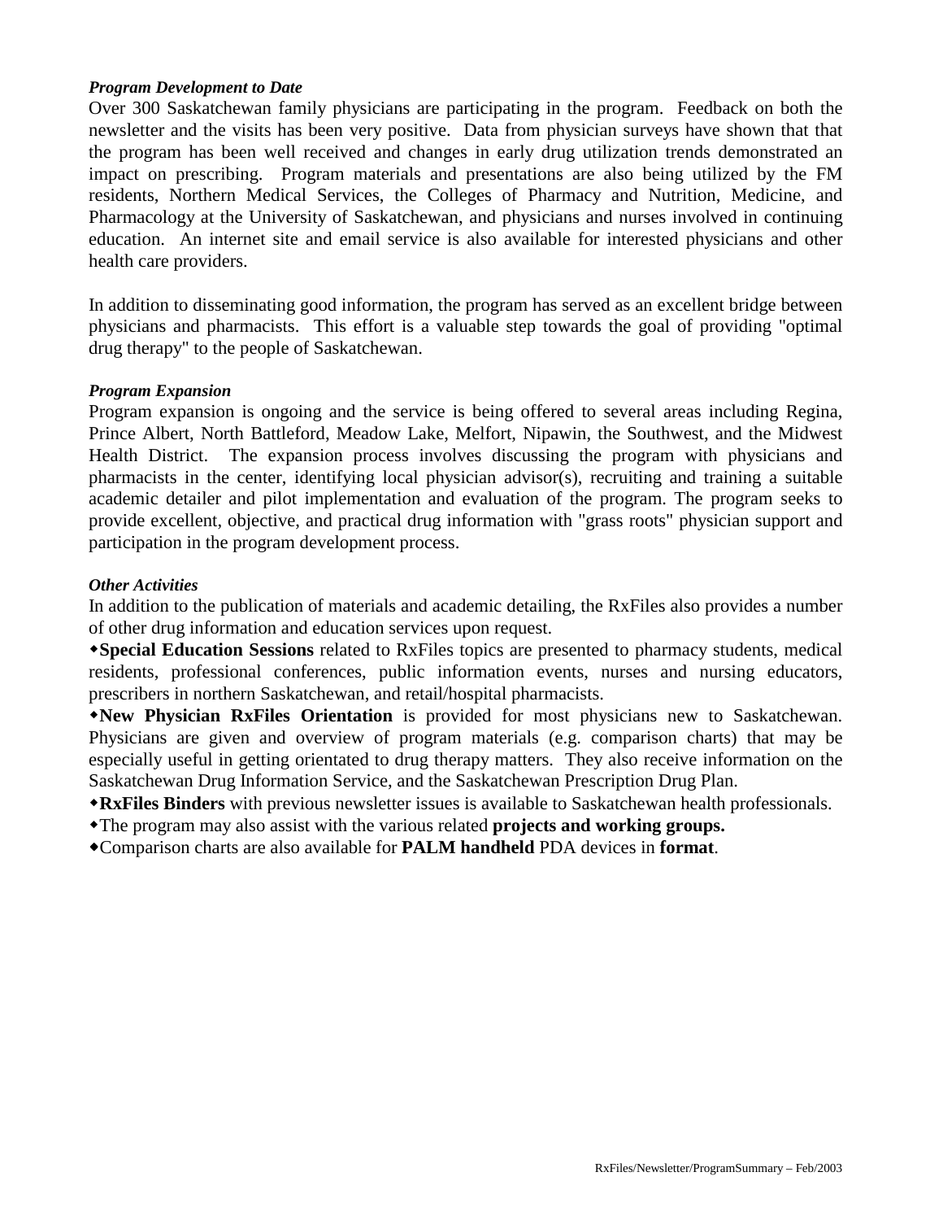***Program Development to Date***

Over 300 Saskatchewan family physicians are participating in the program. Feedback on both the newsletter and the visits has been very positive. Data from physician surveys have shown that that the program has been well received and changes in early drug utilization trends demonstrated an impact on prescribing. Program materials and presentations are also being utilized by the FM residents, Northern Medical Services, the Colleges of Pharmacy and Nutrition, Medicine, and Pharmacology at the University of Saskatchewan, and physicians and nurses involved in continuing education. An internet site and email service is also available for interested physicians and other health care providers.

In addition to disseminating good information, the program has served as an excellent bridge between physicians and pharmacists. This effort is a valuable step towards the goal of providing "optimal drug therapy" to the people of Saskatchewan.

***Program Expansion***

Program expansion is ongoing and the service is being offered to several areas including Regina, Prince Albert, North Battleford, Meadow Lake, Melfort, Nipawin, the Southwest, and the Midwest Health District. The expansion process involves discussing the program with physicians and pharmacists in the center, identifying local physician advisor(s), recruiting and training a suitable academic detailer and pilot implementation and evaluation of the program. The program seeks to provide excellent, objective, and practical drug information with "grass roots" physician support and participation in the program development process.

***Other Activities***

In addition to the publication of materials and academic detailing, the RxFiles also provides a number of other drug information and education services upon request.

- **Special Education Sessions** related to RxFiles topics are presented to pharmacy students, medical residents, professional conferences, public information events, nurses and nursing educators, prescribers in northern Saskatchewan, and retail/hospital pharmacists.
- **New Physician RxFiles Orientation** is provided for most physicians new to Saskatchewan. Physicians are given and overview of program materials (e.g. comparison charts) that may be especially useful in getting orientated to drug therapy matters. They also receive information on the Saskatchewan Drug Information Service, and the Saskatchewan Prescription Drug Plan.
- **RxFiles Binders** with previous newsletter issues is available to Saskatchewan health professionals.
- The program may also assist with the various related **projects and working groups.**
- Comparison charts are also available for **PALM handheld** PDA devices in **format**.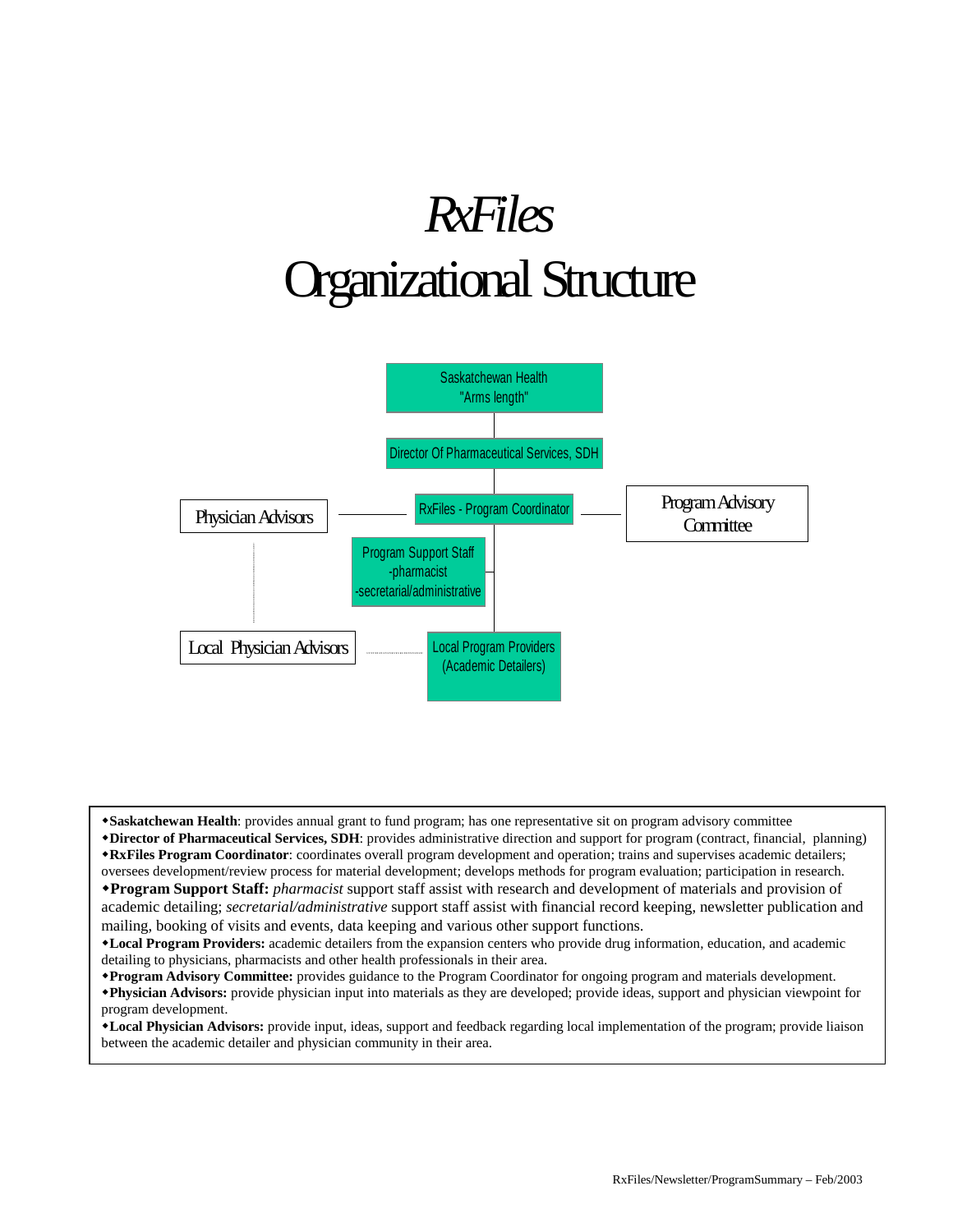# *RxFiles*
# Organizational Structure

Saskatchewan Health
"Arms length"

Director Of Pharmaceutical Services, SDH

Physician Advisors

RxFiles - Program Coordinator

Program Advisory Committee

Program Support Staff
-pharmacist
-secretarial/administrative

Local Physician Advisors

Local Program Providers
(Academic Detailers)

- **Saskatchewan Health**: provides annual grant to fund program; has one representative sit on program advisory committee
- **Director of Pharmaceutical Services, SDH**: provides administrative direction and support for program (contract, financial, planning)
- **RxFiles Program Coordinator**: coordinates overall program development and operation; trains and supervises academic detailers; oversees development/review process for material development; develops methods for program evaluation; participation in research.
- **Program Support Staff:** *pharmacist* support staff assist with research and development of materials and provision of academic detailing; *secretarial/administrative* support staff assist with financial record keeping, newsletter publication and mailing, booking of visits and events, data keeping and various other support functions.
- **Local Program Providers:** academic detailers from the expansion centers who provide drug information, education, and academic detailing to physicians, pharmacists and other health professionals in their area.
- **Program Advisory Committee:** provides guidance to the Program Coordinator for ongoing program and materials development.
- **Physician Advisors:** provide physician input into materials as they are developed; provide ideas, support and physician viewpoint for program development.
- **Local Physician Advisors:** provide input, ideas, support and feedback regarding local implementation of the program; provide liaison between the academic detailer and physician community in their area.

RxFiles/Newsletter/ProgramSummary – Feb/2003